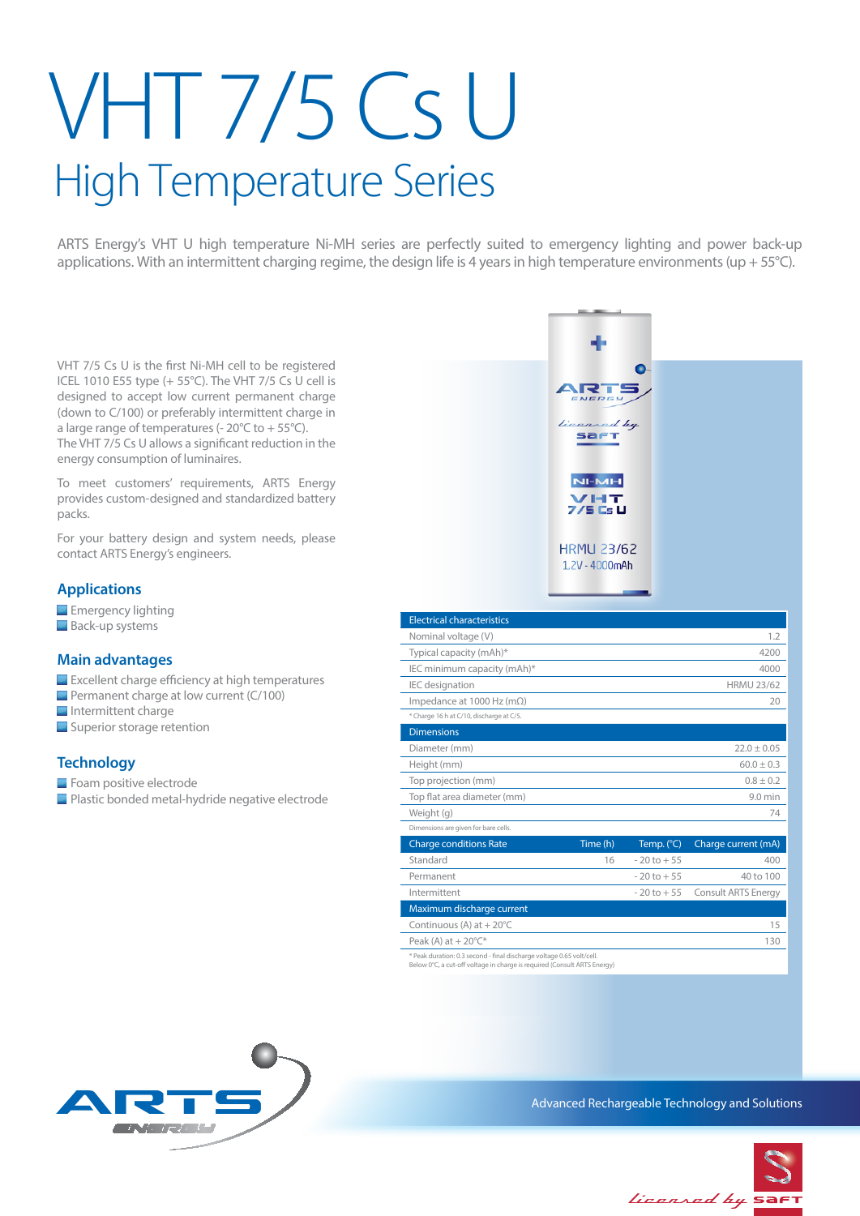# VHT 7/5 Cs U

## High Temperature Series

ARTS Energy's VHT U high temperature Ni-MH series are perfectly suited to emergency lighting and power back-up applications. With an intermittent charging regime, the design life is 4 years in high temperature environments (up + 55°C).

VHT 7/5 Cs U is the first Ni-MH cell to be registered ICEL 1010 E55 type (+ 55°C). The VHT 7/5 Cs U cell is designed to accept low current permanent charge (down to C/100) or preferably intermittent charge in a large range of temperatures (- 20°C to + 55°C). The VHT 7/5 Cs U allows a significant reduction in the energy consumption of luminaires.

To meet customers' requirements, ARTS Energy provides custom-designed and standardized battery packs.

For your battery design and system needs, please contact ARTS Energy's engineers.

### Applications

- Emergency lighting
- Back-up systems

### Main advantages

- Excellent charge efficiency at high temperatures
- Permanent charge at low current (C/100)
- Intermittent charge
- Superior storage retention

### Technology

- Foam positive electrode
- Plastic bonded metal-hydride negative electrode

| Electrical characteristics | |
|---|---|
| Nominal voltage (V) | 1.2 |
| Typical capacity (mAh)* | 4200 |
| IEC minimum capacity (mAh)* | 4000 |
| IEC designation | HRMU 23/62 |
| Impedance at 1000 Hz (mΩ) | 20 |

\* Charge 16 h at C/10, discharge at C/5.

| Dimensions | |
|---|---|
| Diameter (mm) | 22.0 ± 0.05 |
| Height (mm) | 60.0 ± 0.3 |
| Top projection (mm) | 0.8 ± 0.2 |
| Top flat area diameter (mm) | 9.0 min |
| Weight (g) | 74 |

Dimensions are given for bare cells.

| Charge conditions Rate | Time (h) | Temp. (°C) | Charge current (mA) |
|---|---|---|---|
| Standard | 16 | - 20 to + 55 | 400 |
| Permanent | | - 20 to + 55 | 40 to 100 |
| Intermittent | | - 20 to + 55 | Consult ARTS Energy |

| Maximum discharge current | |
|---|---|
| Continuous (A) at + 20°C | 15 |
| Peak (A) at + 20°C* | 130 |

\* Peak duration: 0.3 second - final discharge voltage 0.65 volt/cell.
Below 0°C, a cut-off voltage in charge is required (Consult ARTS Energy)

Advanced Rechargeable Technology and Solutions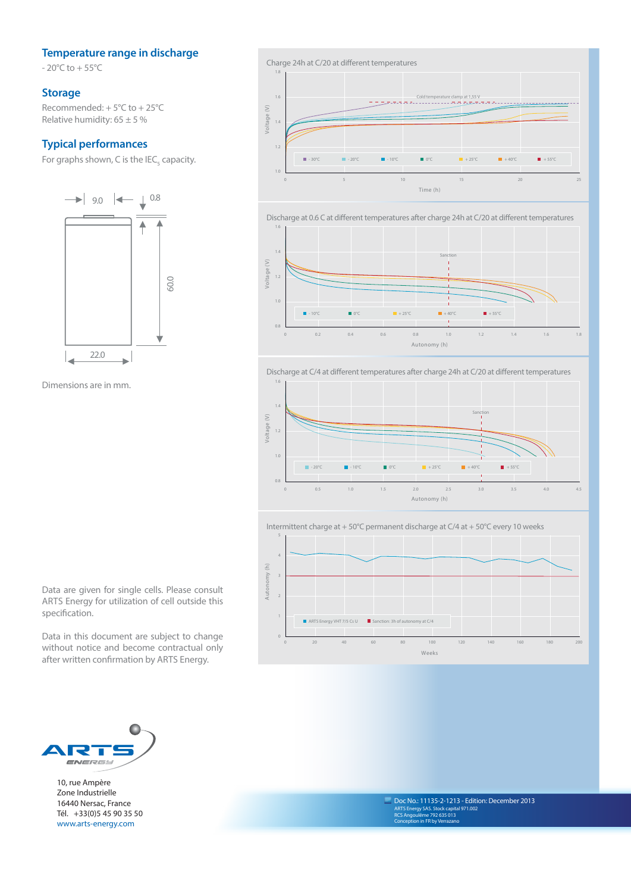## Temperature range in discharge

- 20°C to + 55°C

## Storage

Recommended: + 5°C to + 25°C
Relative humidity: 65 ± 5 %

## Typical performances

For graphs shown, C is the IEC$_5$ capacity.

9.0
0.8
60.0
22.0

Dimensions are in mm.

Data are given for single cells. Please consult ARTS Energy for utilization of cell outside this specification.

Data in this document are subject to change without notice and become contractual only after written confirmation by ARTS Energy.

Charge 24h at C/20 at different temperatures

Voltage (V)
1.8
1.6
1.4
1.2
1.0
0
5
10
15
20
25
Time (h)
Cold temperature clamp at 1.55 V
- 30°C
- 20°C
- 10°C
0°C
+ 25°C
+ 40°C
+ 55°C

Discharge at 0.6 C at different temperatures after charge 24h at C/20 at different temperatures

Voltage (V)
1.6
1.4
1.2
1.0
0.8
0
0.2
0.4
0.6
0.8
1.0
1.2
1.4
1.6
1.8
Autonomy (h)
Sanction
- 10°C
0°C
+ 25°C
+ 40°C
+ 55°C

Discharge at C/4 at different temperatures after charge 24h at C/20 at different temperatures

Voltage (V)
1.6
1.4
1.2
1.0
0.8
0
0.5
1.0
1.5
2.0
2.5
3.0
3.5
4.0
4.5
Autonomy (h)
Sanction
- 20°C
- 10°C
0°C
+ 25°C
+ 40°C
+ 55°C

Intermittent charge at + 50°C permanent discharge at C/4 at + 50°C every 10 weeks

Autonomy (h)
5
4
3
2
1
0
0
20
40
60
80
100
120
140
160
180
200
Weeks
ARTS Energy VHT 7/5 Cs U
Sanction 3h of autonomy at C/4

ARTS ENERGY

10, rue Ampère
Zone Industrielle
16440 Nersac, France
Tél. +33(0)5 45 90 35 50
www.arts-energy.com

Doc No.: 11135-2-1213 - Edition: December 2013
ARTS Energy SAS. Stock capital 971.002
RCS Angoulême 792 635 013
Conception in FR by Verrazano